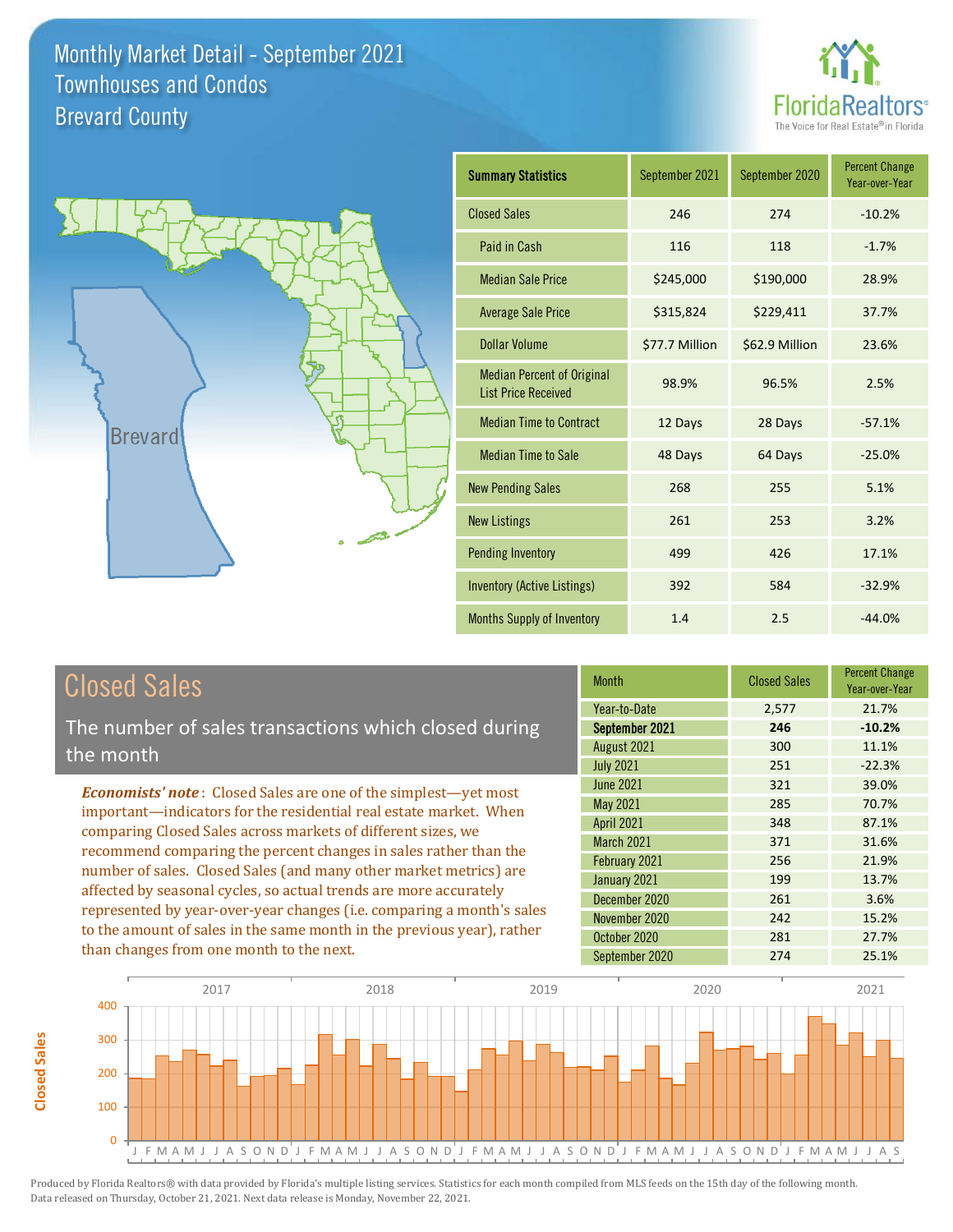# Monthly Market Detail - September 2021
## Townhouses and Condos
## Brevard County

FloridaRealtors® The Voice for Real Estate® in Florida

Brevard

| Summary Statistics | September 2021 | September 2020 | Percent Change Year-over-Year |
|---|---|---|---|
| Closed Sales | 246 | 274 | -10.2% |
| Paid in Cash | 116 | 118 | -1.7% |
| Median Sale Price | $245,000 | $190,000 | 28.9% |
| Average Sale Price | $315,824 | $229,411 | 37.7% |
| Dollar Volume | $77.7 Million | $62.9 Million | 23.6% |
| Median Percent of Original List Price Received | 98.9% | 96.5% | 2.5% |
| Median Time to Contract | 12 Days | 28 Days | -57.1% |
| Median Time to Sale | 48 Days | 64 Days | -25.0% |
| New Pending Sales | 268 | 255 | 5.1% |
| New Listings | 261 | 253 | 3.2% |
| Pending Inventory | 499 | 426 | 17.1% |
| Inventory (Active Listings) | 392 | 584 | -32.9% |
| Months Supply of Inventory | 1.4 | 2.5 | -44.0% |

## Closed Sales

The number of sales transactions which closed during the month

*Economists' note*: Closed Sales are one of the simplest—yet most important—indicators for the residential real estate market. When comparing Closed Sales across markets of different sizes, we recommend comparing the percent changes in sales rather than the number of sales. Closed Sales (and many other market metrics) are affected by seasonal cycles, so actual trends are more accurately represented by year-over-year changes (i.e. comparing a month's sales to the amount of sales in the same month in the previous year), rather than changes from one month to the next.

| Month | Closed Sales | Percent Change Year-over-Year |
|---|---|---|
| Year-to-Date | 2,577 | 21.7% |
| **September 2021** | **246** | **-10.2%** |
| August 2021 | 300 | 11.1% |
| July 2021 | 251 | -22.3% |
| June 2021 | 321 | 39.0% |
| May 2021 | 285 | 70.7% |
| April 2021 | 348 | 87.1% |
| March 2021 | 371 | 31.6% |
| February 2021 | 256 | 21.9% |
| January 2021 | 199 | 13.7% |
| December 2020 | 261 | 3.6% |
| November 2020 | 242 | 15.2% |
| October 2020 | 281 | 27.7% |
| September 2020 | 274 | 25.1% |

Produced by Florida Realtors® with data provided by Florida's multiple listing services. Statistics for each month compiled from MLS feeds on the 15th day of the following month. Data released on Thursday, October 21, 2021. Next data release is Monday, November 22, 2021.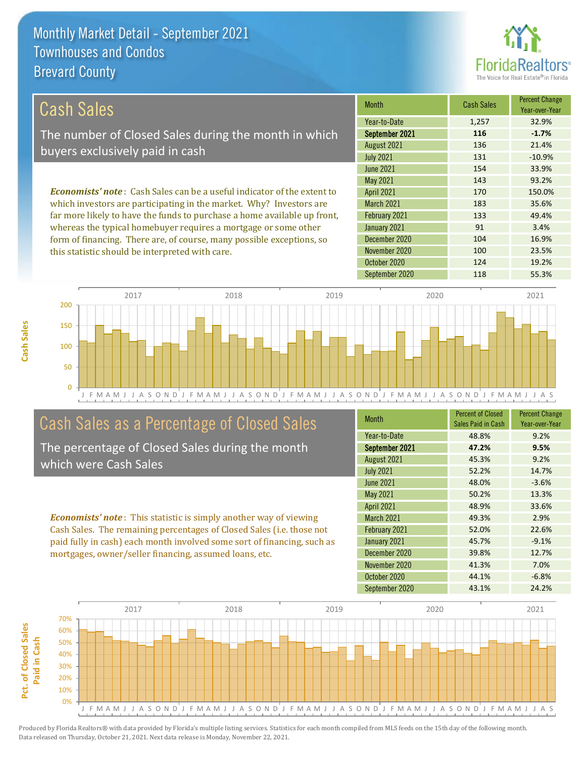# Monthly Market Detail - September 2021
## Townhouses and Condos
## Brevard County

## Cash Sales

The number of Closed Sales during the month in which buyers exclusively paid in cash

*Economists' note*: Cash Sales can be a useful indicator of the extent to which investors are participating in the market. Why? Investors are far more likely to have the funds to purchase a home available up front, whereas the typical homebuyer requires a mortgage or some other form of financing. There are, of course, many possible exceptions, so this statistic should be interpreted with care.

| Month | Cash Sales | Percent Change Year-over-Year |
|---|---|---|
| Year-to-Date | 1,257 | 32.9% |
| **September 2021** | **116** | **-1.7%** |
| August 2021 | 136 | 21.4% |
| July 2021 | 131 | -10.9% |
| June 2021 | 154 | 33.9% |
| May 2021 | 143 | 93.2% |
| April 2021 | 170 | 150.0% |
| March 2021 | 183 | 35.6% |
| February 2021 | 133 | 49.4% |
| January 2021 | 91 | 3.4% |
| December 2020 | 104 | 16.9% |
| November 2020 | 100 | 23.5% |
| October 2020 | 124 | 19.2% |
| September 2020 | 118 | 55.3% |

## Cash Sales as a Percentage of Closed Sales

The percentage of Closed Sales during the month which were Cash Sales

*Economists' note*: This statistic is simply another way of viewing Cash Sales. The remaining percentages of Closed Sales (i.e. those not paid fully in cash) each month involved some sort of financing, such as mortgages, owner/seller financing, assumed loans, etc.

| Month | Percent of Closed Sales Paid in Cash | Percent Change Year-over-Year |
|---|---|---|
| Year-to-Date | 48.8% | 9.2% |
| **September 2021** | **47.2%** | **9.5%** |
| August 2021 | 45.3% | 9.2% |
| July 2021 | 52.2% | 14.7% |
| June 2021 | 48.0% | -3.6% |
| May 2021 | 50.2% | 13.3% |
| April 2021 | 48.9% | 33.6% |
| March 2021 | 49.3% | 2.9% |
| February 2021 | 52.0% | 22.6% |
| January 2021 | 45.7% | -9.1% |
| December 2020 | 39.8% | 12.7% |
| November 2020 | 41.3% | 7.0% |
| October 2020 | 44.1% | -6.8% |
| September 2020 | 43.1% | 24.2% |

Produced by Florida Realtors® with data provided by Florida's multiple listing services. Statistics for each month compiled from MLS feeds on the 15th day of the following month. Data released on Thursday, October 21, 2021. Next data release is Monday, November 22, 2021.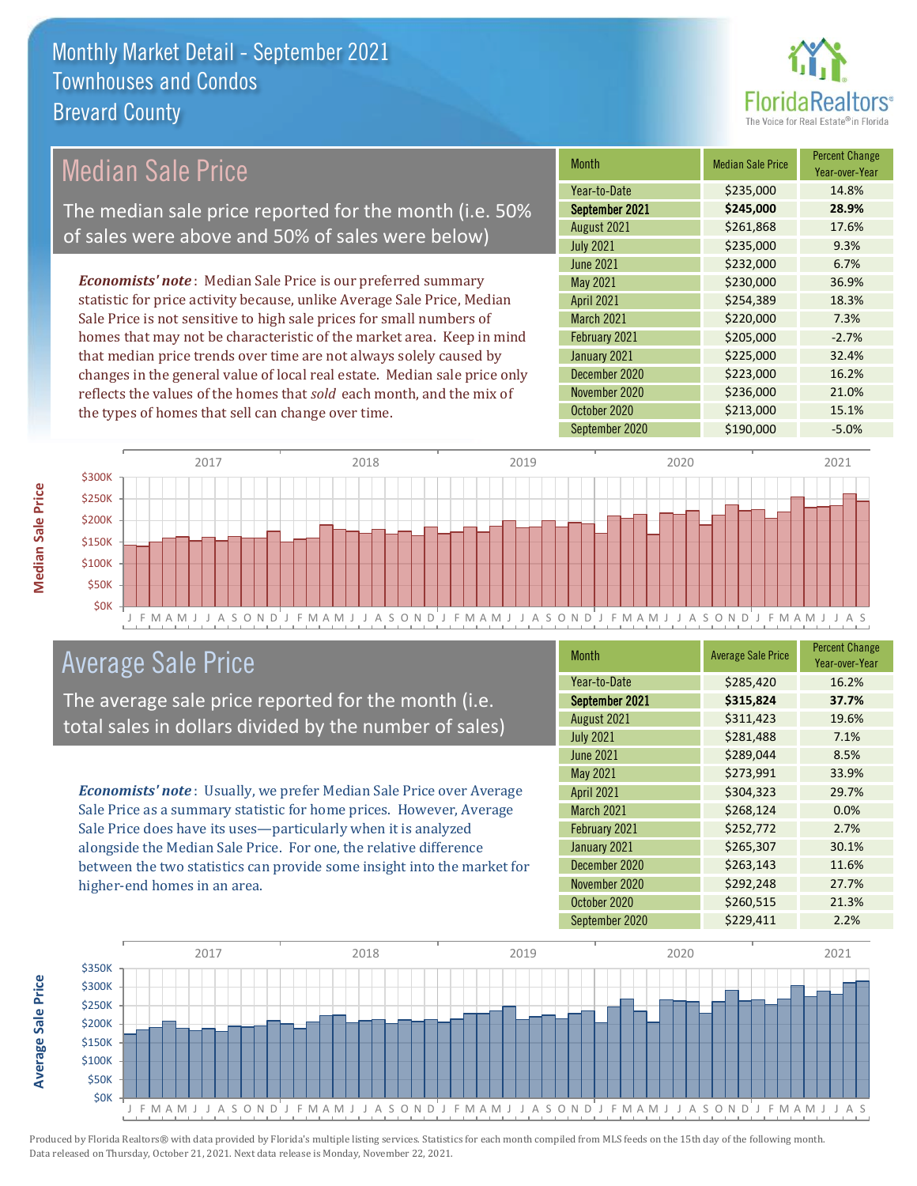# Monthly Market Detail - September 2021
## Townhouses and Condos
## Brevard County

## Median Sale Price

The median sale price reported for the month (i.e. 50% of sales were above and 50% of sales were below)

***Economists' note***: Median Sale Price is our preferred summary statistic for price activity because, unlike Average Sale Price, Median Sale Price is not sensitive to high sale prices for small numbers of homes that may not be characteristic of the market area. Keep in mind that median price trends over time are not always solely caused by changes in the general value of local real estate. Median sale price only reflects the values of the homes that *sold* each month, and the mix of the types of homes that sell can change over time.

| Month | Median Sale Price | Percent Change Year-over-Year |
|---|---|---|
| Year-to-Date | $235,000 | 14.8% |
| **September 2021** | **$245,000** | **28.9%** |
| August 2021 | $261,868 | 17.6% |
| July 2021 | $235,000 | 9.3% |
| June 2021 | $232,000 | 6.7% |
| May 2021 | $230,000 | 36.9% |
| April 2021 | $254,389 | 18.3% |
| March 2021 | $220,000 | 7.3% |
| February 2021 | $205,000 | -2.7% |
| January 2021 | $225,000 | 32.4% |
| December 2020 | $223,000 | 16.2% |
| November 2020 | $236,000 | 21.0% |
| October 2020 | $213,000 | 15.1% |
| September 2020 | $190,000 | -5.0% |

## Average Sale Price

The average sale price reported for the month (i.e. total sales in dollars divided by the number of sales)

***Economists' note***: Usually, we prefer Median Sale Price over Average Sale Price as a summary statistic for home prices. However, Average Sale Price does have its uses—particularly when it is analyzed alongside the Median Sale Price. For one, the relative difference between the two statistics can provide some insight into the market for higher-end homes in an area.

| Month | Average Sale Price | Percent Change Year-over-Year |
|---|---|---|
| Year-to-Date | $285,420 | 16.2% |
| **September 2021** | **$315,824** | **37.7%** |
| August 2021 | $311,423 | 19.6% |
| July 2021 | $281,488 | 7.1% |
| June 2021 | $289,044 | 8.5% |
| May 2021 | $273,991 | 33.9% |
| April 2021 | $304,323 | 29.7% |
| March 2021 | $268,124 | 0.0% |
| February 2021 | $252,772 | 2.7% |
| January 2021 | $265,307 | 30.1% |
| December 2020 | $263,143 | 11.6% |
| November 2020 | $292,248 | 27.7% |
| October 2020 | $260,515 | 21.3% |
| September 2020 | $229,411 | 2.2% |

Produced by Florida Realtors® with data provided by Florida's multiple listing services. Statistics for each month compiled from MLS feeds on the 15th day of the following month. Data released on Thursday, October 21, 2021. Next data release is Monday, November 22, 2021.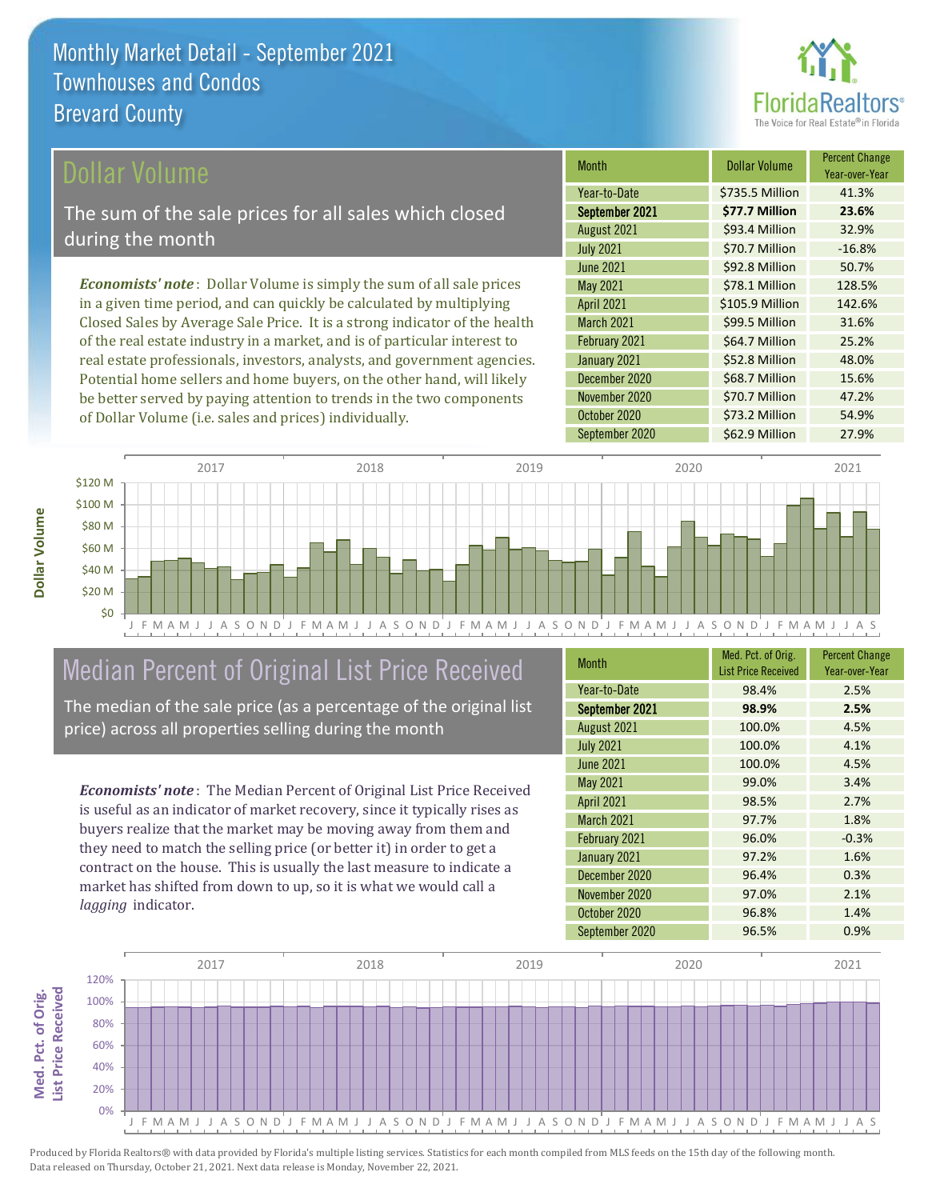# Monthly Market Detail - September 2021
## Townhouses and Condos
## Brevard County

## Dollar Volume

The sum of the sale prices for all sales which closed during the month

***Economists' note***: Dollar Volume is simply the sum of all sale prices in a given time period, and can quickly be calculated by multiplying Closed Sales by Average Sale Price. It is a strong indicator of the health of the real estate industry in a market, and is of particular interest to real estate professionals, investors, analysts, and government agencies. Potential home sellers and home buyers, on the other hand, will likely be better served by paying attention to trends in the two components of Dollar Volume (i.e. sales and prices) individually.

| Month | Dollar Volume | Percent Change Year-over-Year |
|---|---|---|
| Year-to-Date | $735.5 Million | 41.3% |
| **September 2021** | **$77.7 Million** | **23.6%** |
| August 2021 | $93.4 Million | 32.9% |
| July 2021 | $70.7 Million | -16.8% |
| June 2021 | $92.8 Million | 50.7% |
| May 2021 | $78.1 Million | 128.5% |
| April 2021 | $105.9 Million | 142.6% |
| March 2021 | $99.5 Million | 31.6% |
| February 2021 | $64.7 Million | 25.2% |
| January 2021 | $52.8 Million | 48.0% |
| December 2020 | $68.7 Million | 15.6% |
| November 2020 | $70.7 Million | 47.2% |
| October 2020 | $73.2 Million | 54.9% |
| September 2020 | $62.9 Million | 27.9% |

## Median Percent of Original List Price Received

The median of the sale price (as a percentage of the original list price) across all properties selling during the month

***Economists' note***: The Median Percent of Original List Price Received is useful as an indicator of market recovery, since it typically rises as buyers realize that the market may be moving away from them and they need to match the selling price (or better it) in order to get a contract on the house. This is usually the last measure to indicate a market has shifted from down to up, so it is what we would call a *lagging* indicator.

| Month | Med. Pct. of Orig. List Price Received | Percent Change Year-over-Year |
|---|---|---|
| Year-to-Date | 98.4% | 2.5% |
| **September 2021** | **98.9%** | **2.5%** |
| August 2021 | 100.0% | 4.5% |
| July 2021 | 100.0% | 4.1% |
| June 2021 | 100.0% | 4.5% |
| May 2021 | 99.0% | 3.4% |
| April 2021 | 98.5% | 2.7% |
| March 2021 | 97.7% | 1.8% |
| February 2021 | 96.0% | -0.3% |
| January 2021 | 97.2% | 1.6% |
| December 2020 | 96.4% | 0.3% |
| November 2020 | 97.0% | 2.1% |
| October 2020 | 96.8% | 1.4% |
| September 2020 | 96.5% | 0.9% |

Produced by Florida Realtors® with data provided by Florida's multiple listing services. Statistics for each month compiled from MLS feeds on the 15th day of the following month. Data released on Thursday, October 21, 2021. Next data release is Monday, November 22, 2021.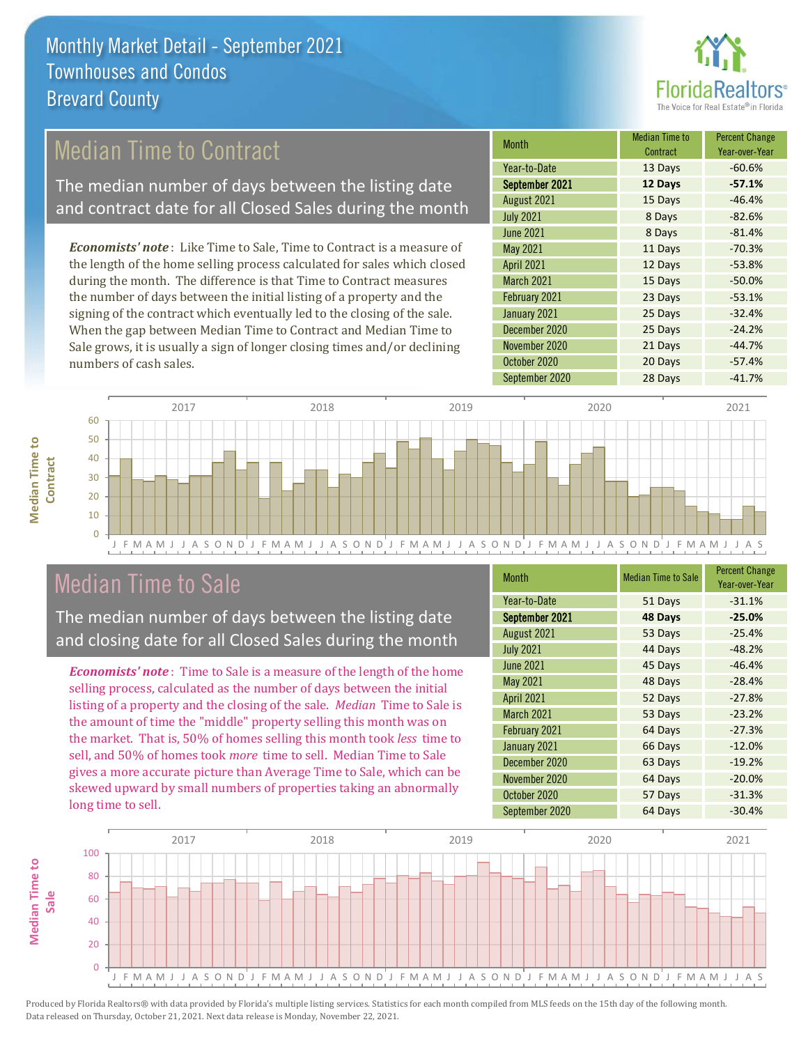# Monthly Market Detail - September 2021
## Townhouses and Condos
## Brevard County

## Median Time to Contract

The median number of days between the listing date and contract date for all Closed Sales during the month

*Economists' note*: Like Time to Sale, Time to Contract is a measure of the length of the home selling process calculated for sales which closed during the month. The difference is that Time to Contract measures the number of days between the initial listing of a property and the signing of the contract which eventually led to the closing of the sale. When the gap between Median Time to Contract and Median Time to Sale grows, it is usually a sign of longer closing times and/or declining numbers of cash sales.

| Month | Median Time to Contract | Percent Change Year-over-Year |
|---|---|---|
| Year-to-Date | 13 Days | -60.6% |
| **September 2021** | **12 Days** | **-57.1%** |
| August 2021 | 15 Days | -46.4% |
| July 2021 | 8 Days | -82.6% |
| June 2021 | 8 Days | -81.4% |
| May 2021 | 11 Days | -70.3% |
| April 2021 | 12 Days | -53.8% |
| March 2021 | 15 Days | -50.0% |
| February 2021 | 23 Days | -53.1% |
| January 2021 | 25 Days | -32.4% |
| December 2020 | 25 Days | -24.2% |
| November 2020 | 21 Days | -44.7% |
| October 2020 | 20 Days | -57.4% |
| September 2020 | 28 Days | -41.7% |

## Median Time to Sale

The median number of days between the listing date and closing date for all Closed Sales during the month

*Economists' note*: Time to Sale is a measure of the length of the home selling process, calculated as the number of days between the initial listing of a property and the closing of the sale. *Median* Time to Sale is the amount of time the "middle" property selling this month was on the market. That is, 50% of homes selling this month took *less* time to sell, and 50% of homes took *more* time to sell. Median Time to Sale gives a more accurate picture than Average Time to Sale, which can be skewed upward by small numbers of properties taking an abnormally long time to sell.

| Month | Median Time to Sale | Percent Change Year-over-Year |
|---|---|---|
| Year-to-Date | 51 Days | -31.1% |
| **September 2021** | **48 Days** | **-25.0%** |
| August 2021 | 53 Days | -25.4% |
| July 2021 | 44 Days | -48.2% |
| June 2021 | 45 Days | -46.4% |
| May 2021 | 48 Days | -28.4% |
| April 2021 | 52 Days | -27.8% |
| March 2021 | 53 Days | -23.2% |
| February 2021 | 64 Days | -27.3% |
| January 2021 | 66 Days | -12.0% |
| December 2020 | 63 Days | -19.2% |
| November 2020 | 64 Days | -20.0% |
| October 2020 | 57 Days | -31.3% |
| September 2020 | 64 Days | -30.4% |

Produced by Florida Realtors® with data provided by Florida's multiple listing services. Statistics for each month compiled from MLS feeds on the 15th day of the following month. Data released on Thursday, October 21, 2021. Next data release is Monday, November 22, 2021.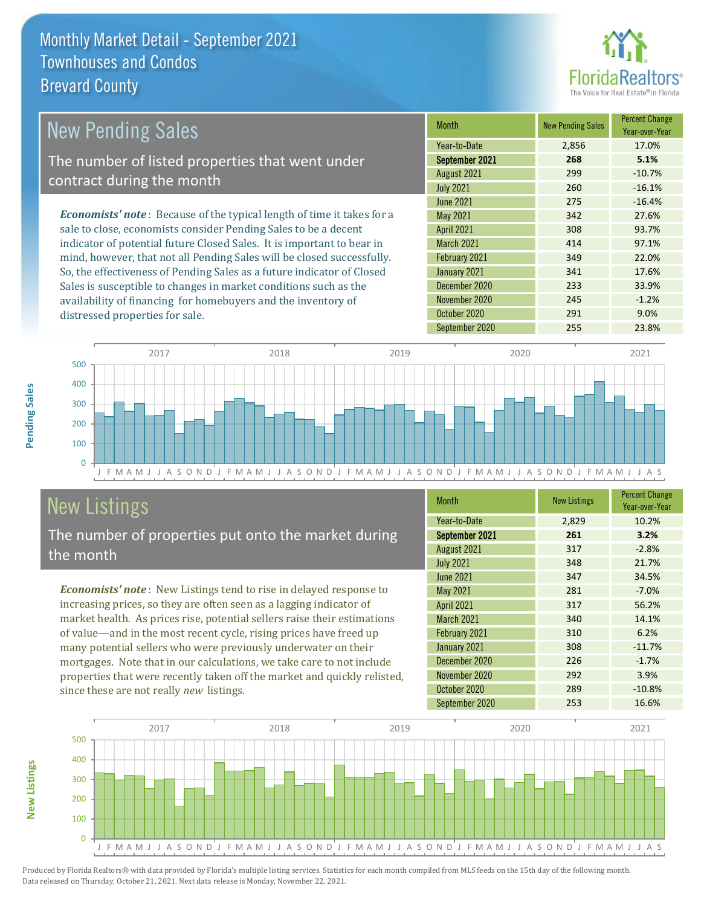# Monthly Market Detail - September 2021
## Townhouses and Condos
## Brevard County

## New Pending Sales

The number of listed properties that went under contract during the month

*Economists' note*: Because of the typical length of time it takes for a sale to close, economists consider Pending Sales to be a decent indicator of potential future Closed Sales. It is important to bear in mind, however, that not all Pending Sales will be closed successfully. So, the effectiveness of Pending Sales as a future indicator of Closed Sales is susceptible to changes in market conditions such as the availability of financing for homebuyers and the inventory of distressed properties for sale.

| Month | New Pending Sales | Percent Change Year-over-Year |
|---|---|---|
| Year-to-Date | 2,856 | 17.0% |
| **September 2021** | **268** | **5.1%** |
| August 2021 | 299 | -10.7% |
| July 2021 | 260 | -16.1% |
| June 2021 | 275 | -16.4% |
| May 2021 | 342 | 27.6% |
| April 2021 | 308 | 93.7% |
| March 2021 | 414 | 97.1% |
| February 2021 | 349 | 22.0% |
| January 2021 | 341 | 17.6% |
| December 2020 | 233 | 33.9% |
| November 2020 | 245 | -1.2% |
| October 2020 | 291 | 9.0% |
| September 2020 | 255 | 23.8% |

## New Listings

The number of properties put onto the market during the month

*Economists' note*: New Listings tend to rise in delayed response to increasing prices, so they are often seen as a lagging indicator of market health. As prices rise, potential sellers raise their estimations of value—and in the most recent cycle, rising prices have freed up many potential sellers who were previously underwater on their mortgages. Note that in our calculations, we take care to not include properties that were recently taken off the market and quickly relisted, since these are not really *new* listings.

| Month | New Listings | Percent Change Year-over-Year |
|---|---|---|
| Year-to-Date | 2,829 | 10.2% |
| **September 2021** | **261** | **3.2%** |
| August 2021 | 317 | -2.8% |
| July 2021 | 348 | 21.7% |
| June 2021 | 347 | 34.5% |
| May 2021 | 281 | -7.0% |
| April 2021 | 317 | 56.2% |
| March 2021 | 340 | 14.1% |
| February 2021 | 310 | 6.2% |
| January 2021 | 308 | -11.7% |
| December 2020 | 226 | -1.7% |
| November 2020 | 292 | 3.9% |
| October 2020 | 289 | -10.8% |
| September 2020 | 253 | 16.6% |

Produced by Florida Realtors® with data provided by Florida's multiple listing services. Statistics for each month compiled from MLS feeds on the 15th day of the following month. Data released on Thursday, October 21, 2021. Next data release is Monday, November 22, 2021.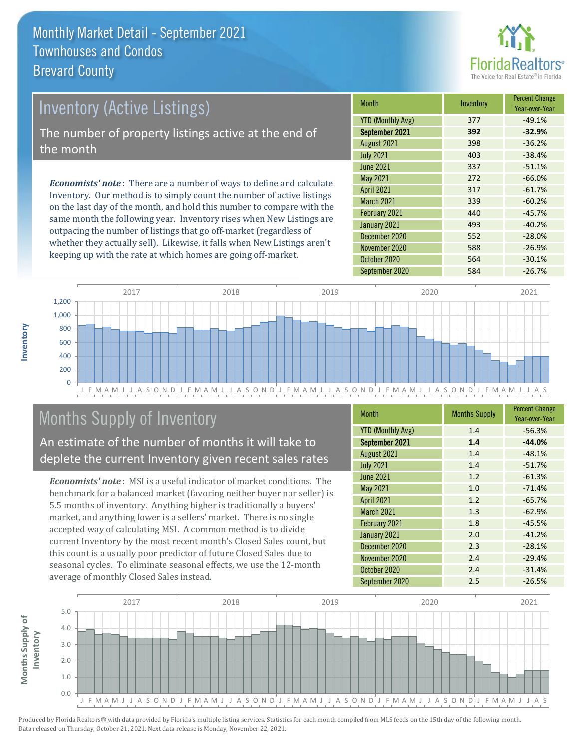# Monthly Market Detail - September 2021
## Townhouses and Condos
## Brevard County

## Inventory (Active Listings)

The number of property listings active at the end of the month

*Economists' note*: There are a number of ways to define and calculate Inventory. Our method is to simply count the number of active listings on the last day of the month, and hold this number to compare with the same month the following year. Inventory rises when New Listings are outpacing the number of listings that go off-market (regardless of whether they actually sell). Likewise, it falls when New Listings aren't keeping up with the rate at which homes are going off-market.

| Month | Inventory | Percent Change Year-over-Year |
|---|---|---|
| YTD (Monthly Avg) | 377 | -49.1% |
| **September 2021** | **392** | **-32.9%** |
| August 2021 | 398 | -36.2% |
| July 2021 | 403 | -38.4% |
| June 2021 | 337 | -51.1% |
| May 2021 | 272 | -66.0% |
| April 2021 | 317 | -61.7% |
| March 2021 | 339 | -60.2% |
| February 2021 | 440 | -45.7% |
| January 2021 | 493 | -40.2% |
| December 2020 | 552 | -28.0% |
| November 2020 | 588 | -26.9% |
| October 2020 | 564 | -30.1% |
| September 2020 | 584 | -26.7% |

## Months Supply of Inventory

An estimate of the number of months it will take to deplete the current Inventory given recent sales rates

*Economists' note*: MSI is a useful indicator of market conditions. The benchmark for a balanced market (favoring neither buyer nor seller) is 5.5 months of inventory. Anything higher is traditionally a buyers' market, and anything lower is a sellers' market. There is no single accepted way of calculating MSI. A common method is to divide current Inventory by the most recent month's Closed Sales count, but this count is a usually poor predictor of future Closed Sales due to seasonal cycles. To eliminate seasonal effects, we use the 12-month average of monthly Closed Sales instead.

| Month | Months Supply | Percent Change Year-over-Year |
|---|---|---|
| YTD (Monthly Avg) | 1.4 | -56.3% |
| **September 2021** | **1.4** | **-44.0%** |
| August 2021 | 1.4 | -48.1% |
| July 2021 | 1.4 | -51.7% |
| June 2021 | 1.2 | -61.3% |
| May 2021 | 1.0 | -71.4% |
| April 2021 | 1.2 | -65.7% |
| March 2021 | 1.3 | -62.9% |
| February 2021 | 1.8 | -45.5% |
| January 2021 | 2.0 | -41.2% |
| December 2020 | 2.3 | -28.1% |
| November 2020 | 2.4 | -29.4% |
| October 2020 | 2.4 | -31.4% |
| September 2020 | 2.5 | -26.5% |

Produced by Florida Realtors® with data provided by Florida's multiple listing services. Statistics for each month compiled from MLS feeds on the 15th day of the following month. Data released on Thursday, October 21, 2021. Next data release is Monday, November 22, 2021.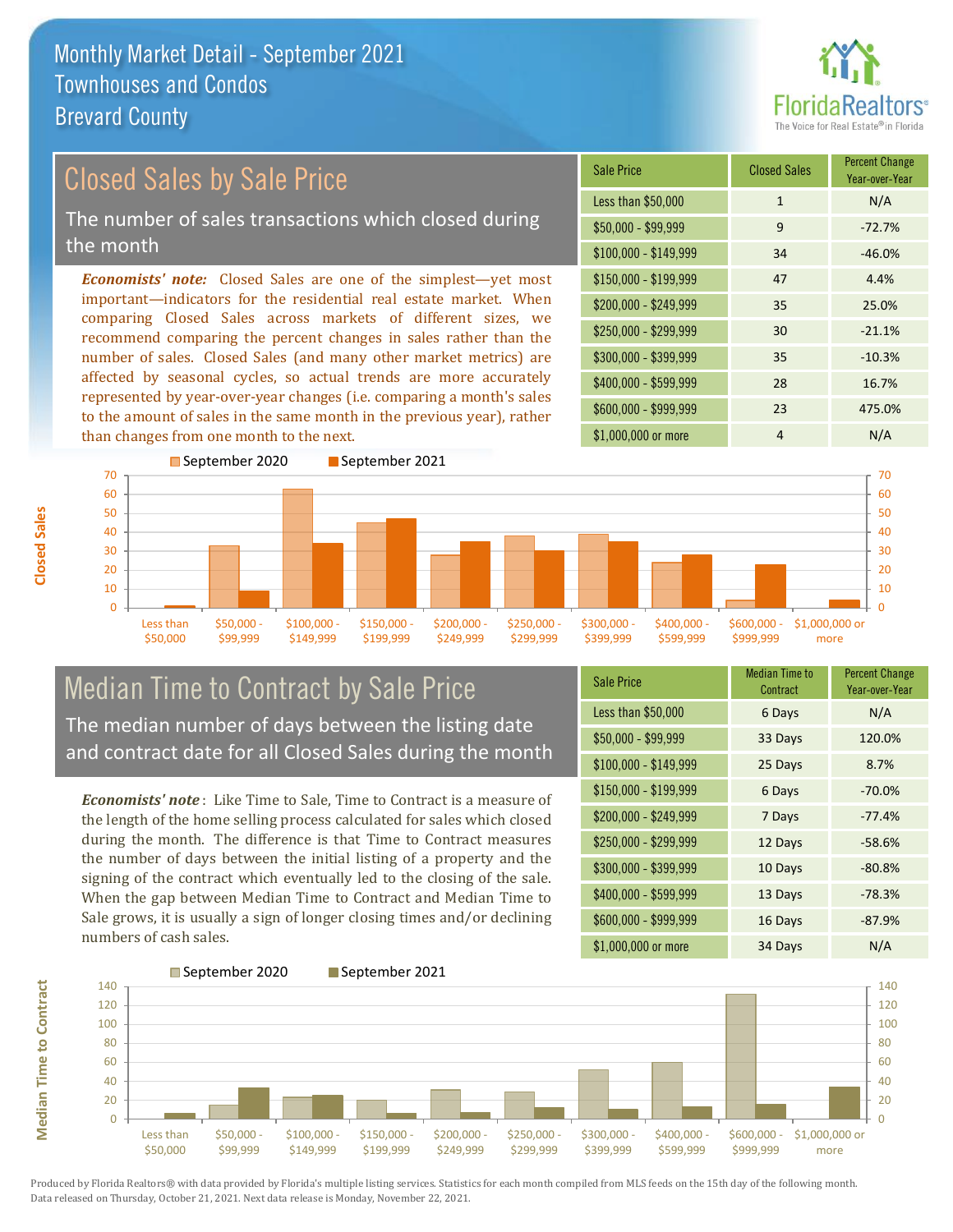# Monthly Market Detail - September 2021
## Townhouses and Condos
## Brevard County

## Closed Sales by Sale Price

The number of sales transactions which closed during the month

*Economists' note:* Closed Sales are one of the simplest—yet most important—indicators for the residential real estate market. When comparing Closed Sales across markets of different sizes, we recommend comparing the percent changes in sales rather than the number of sales. Closed Sales (and many other market metrics) are affected by seasonal cycles, so actual trends are more accurately represented by year-over-year changes (i.e. comparing a month's sales to the amount of sales in the same month in the previous year), rather than changes from one month to the next.

| Sale Price | Closed Sales | Percent Change Year-over-Year |
|---|---|---|
| Less than $50,000 | 1 | N/A |
| $50,000 - $99,999 | 9 | -72.7% |
| $100,000 - $149,999 | 34 | -46.0% |
| $150,000 - $199,999 | 47 | 4.4% |
| $200,000 - $249,999 | 35 | 25.0% |
| $250,000 - $299,999 | 30 | -21.1% |
| $300,000 - $399,999 | 35 | -10.3% |
| $400,000 - $599,999 | 28 | 16.7% |
| $600,000 - $999,999 | 23 | 475.0% |
| $1,000,000 or more | 4 | N/A |

## Median Time to Contract by Sale Price

The median number of days between the listing date and contract date for all Closed Sales during the month

*Economists' note*: Like Time to Sale, Time to Contract is a measure of the length of the home selling process calculated for sales which closed during the month. The difference is that Time to Contract measures the number of days between the initial listing of a property and the signing of the contract which eventually led to the closing of the sale. When the gap between Median Time to Contract and Median Time to Sale grows, it is usually a sign of longer closing times and/or declining numbers of cash sales.

| Sale Price | Median Time to Contract | Percent Change Year-over-Year |
|---|---|---|
| Less than $50,000 | 6 Days | N/A |
| $50,000 - $99,999 | 33 Days | 120.0% |
| $100,000 - $149,999 | 25 Days | 8.7% |
| $150,000 - $199,999 | 6 Days | -70.0% |
| $200,000 - $249,999 | 7 Days | -77.4% |
| $250,000 - $299,999 | 12 Days | -58.6% |
| $300,000 - $399,999 | 10 Days | -80.8% |
| $400,000 - $599,999 | 13 Days | -78.3% |
| $600,000 - $999,999 | 16 Days | -87.9% |
| $1,000,000 or more | 34 Days | N/A |

Produced by Florida Realtors® with data provided by Florida's multiple listing services. Statistics for each month compiled from MLS feeds on the 15th day of the following month. Data released on Thursday, October 21, 2021. Next data release is Monday, November 22, 2021.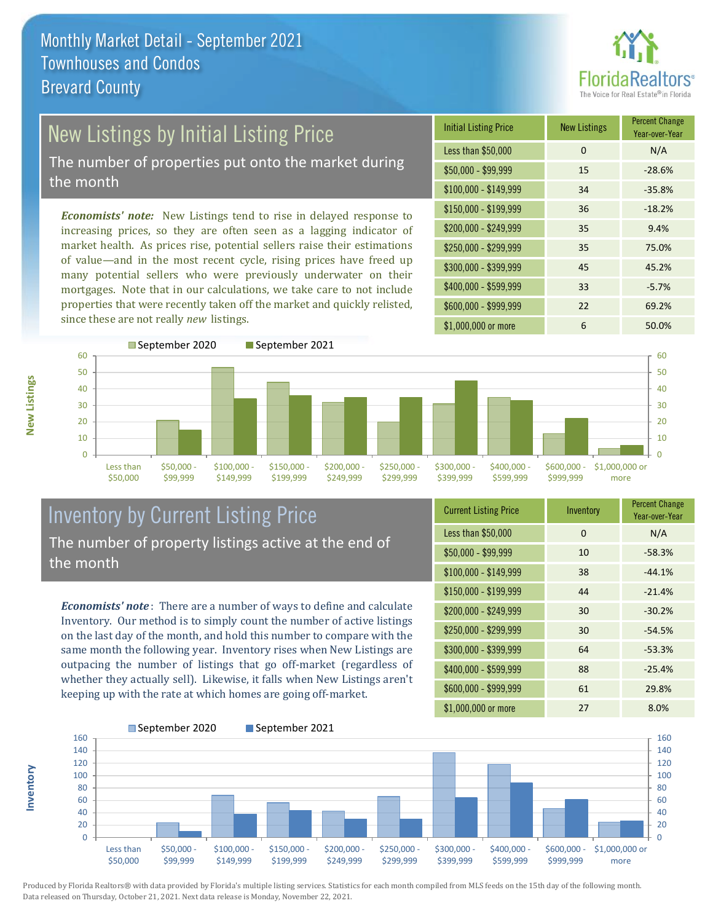# Monthly Market Detail - September 2021
## Townhouses and Condos
## Brevard County

## New Listings by Initial Listing Price

The number of properties put onto the market during the month

*Economists' note:* New Listings tend to rise in delayed response to increasing prices, so they are often seen as a lagging indicator of market health. As prices rise, potential sellers raise their estimations of value—and in the most recent cycle, rising prices have freed up many potential sellers who were previously underwater on their mortgages. Note that in our calculations, we take care to not include properties that were recently taken off the market and quickly relisted, since these are not really *new* listings.

| Initial Listing Price | New Listings | Percent Change Year-over-Year |
|---|---|---|
| Less than $50,000 | 0 | N/A |
| $50,000 - $99,999 | 15 | -28.6% |
| $100,000 - $149,999 | 34 | -35.8% |
| $150,000 - $199,999 | 36 | -18.2% |
| $200,000 - $249,999 | 35 | 9.4% |
| $250,000 - $299,999 | 35 | 75.0% |
| $300,000 - $399,999 | 45 | 45.2% |
| $400,000 - $599,999 | 33 | -5.7% |
| $600,000 - $999,999 | 22 | 69.2% |
| $1,000,000 or more | 6 | 50.0% |

## Inventory by Current Listing Price

The number of property listings active at the end of the month

*Economists' note*: There are a number of ways to define and calculate Inventory. Our method is to simply count the number of active listings on the last day of the month, and hold this number to compare with the same month the following year. Inventory rises when New Listings are outpacing the number of listings that go off-market (regardless of whether they actually sell). Likewise, it falls when New Listings aren't keeping up with the rate at which homes are going off-market.

| Current Listing Price | Inventory | Percent Change Year-over-Year |
|---|---|---|
| Less than $50,000 | 0 | N/A |
| $50,000 - $99,999 | 10 | -58.3% |
| $100,000 - $149,999 | 38 | -44.1% |
| $150,000 - $199,999 | 44 | -21.4% |
| $200,000 - $249,999 | 30 | -30.2% |
| $250,000 - $299,999 | 30 | -54.5% |
| $300,000 - $399,999 | 64 | -53.3% |
| $400,000 - $599,999 | 88 | -25.4% |
| $600,000 - $999,999 | 61 | 29.8% |
| $1,000,000 or more | 27 | 8.0% |

Produced by Florida Realtors® with data provided by Florida's multiple listing services. Statistics for each month compiled from MLS feeds on the 15th day of the following month. Data released on Thursday, October 21, 2021. Next data release is Monday, November 22, 2021.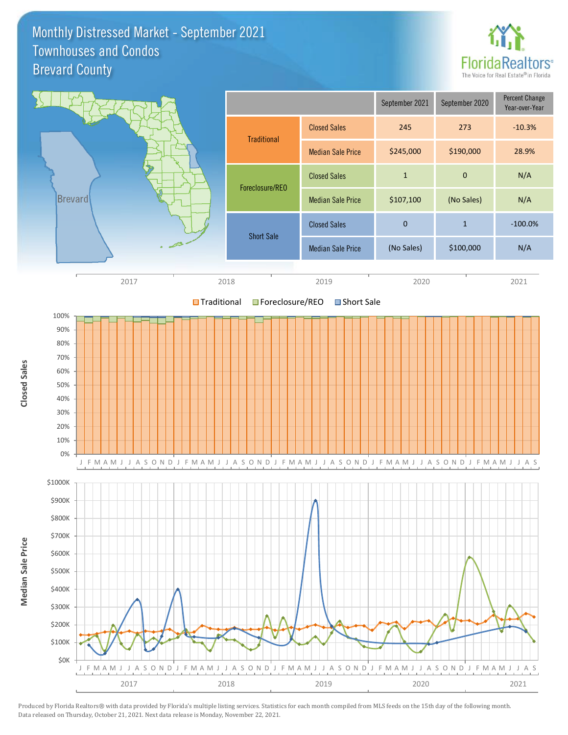# Monthly Distressed Market - September 2021
## Townhouses and Condos
## Brevard County

FloridaRealtors®
The Voice for Real Estate® in Florida

Brevard

| | | September 2021 | September 2020 | Percent Change Year-over-Year |
|---|---|---|---|---|
| Traditional | Closed Sales | 245 | 273 | -10.3% |
| | Median Sale Price | $245,000 | $190,000 | 28.9% |
| Foreclosure/REO | Closed Sales | 1 | 0 | N/A |
| | Median Sale Price | $107,100 | (No Sales) | N/A |
| Short Sale | Closed Sales | 0 | 1 | -100.0% |
| | Median Sale Price | (No Sales) | $100,000 | N/A |

2017 2018 2019 2020 2021

Traditional Foreclosure/REO Short Sale

Closed Sales

100% 90% 80% 70% 60% 50% 40% 30% 20% 10% 0%

J F M A M J J A S O N D J F M A M J J A S O N D J F M A M J J A S O N D J F M A M J J A S O N D J F M A M J J A S

Median Sale Price

$1000K $900K $800K $700K $600K $500K $400K $300K $200K $100K $0K

J F M A M J J A S O N D J F M A M J J A S O N D J F M A M J J A S O N D J F M A M J J A S O N D J F M A M J J A S

2017 2018 2019 2020 2021

Produced by Florida Realtors® with data provided by Florida's multiple listing services. Statistics for each month compiled from MLS feeds on the 15th day of the following month.
Data released on Thursday, October 21, 2021. Next data release is Monday, November 22, 2021.